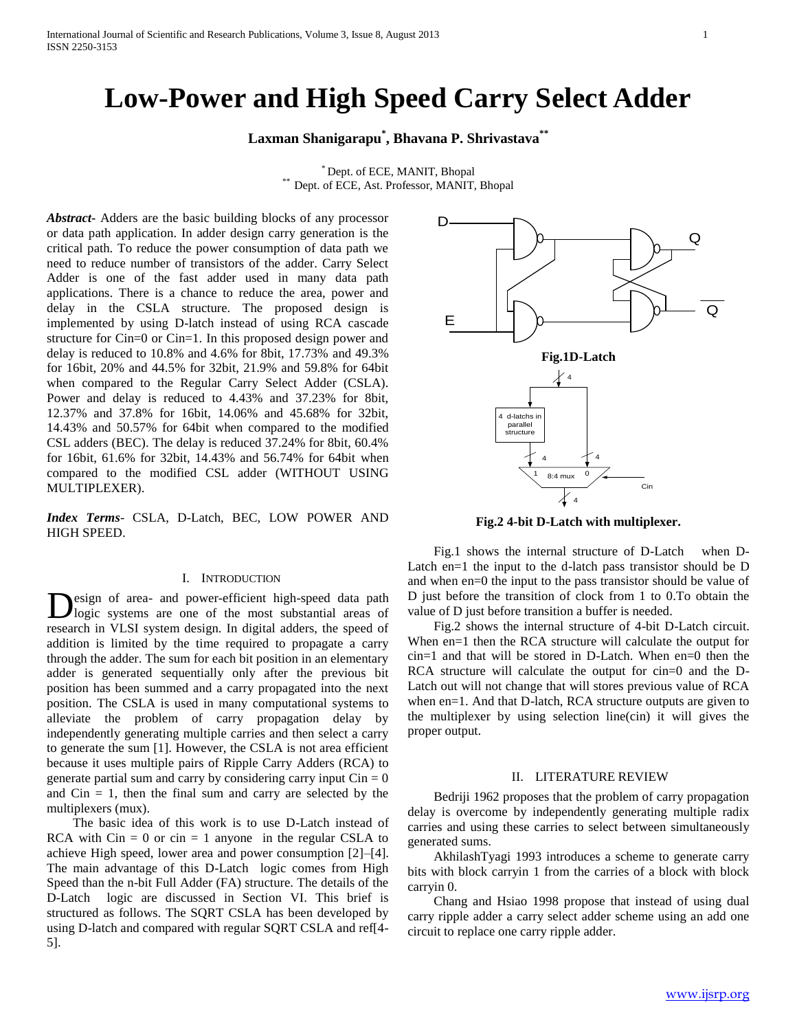# Low-Power and High Speed Carry Select Adder

**Laxman Shanigarapu[*], Bhavana P. Shrivastava[**]**

[*] Dept. of ECE, MANIT, Bhopal
[**] Dept. of ECE, Ast. Professor, MANIT, Bhopal

***Abstract*****-** Adders are the basic building blocks of any processor or data path application. In adder design carry generation is the critical path. To reduce the power consumption of data path we need to reduce number of transistors of the adder. Carry Select Adder is one of the fast adder used in many data path applications. There is a chance to reduce the area, power and delay in the CSLA structure. The proposed design is implemented by using D-latch instead of using RCA cascade structure for Cin=0 or Cin=1. In this proposed design power and delay is reduced to 10.8% and 4.6% for 8bit, 17.73% and 49.3% for 16bit, 20% and 44.5% for 32bit, 21.9% and 59.8% for 64bit when compared to the Regular Carry Select Adder (CSLA). Power and delay is reduced to 4.43% and 37.23% for 8bit, 12.37% and 37.8% for 16bit, 14.06% and 45.68% for 32bit, 14.43% and 50.57% for 64bit when compared to the modified CSL adders (BEC). The delay is reduced 37.24% for 8bit, 60.4% for 16bit, 61.6% for 32bit, 14.43% and 56.74% for 64bit when compared to the modified CSL adder (WITHOUT USING MULTIPLEXER).

***Index Terms***- CSLA, D-Latch, BEC, LOW POWER AND HIGH SPEED.

## I. Introduction

Design of area- and power-efficient high-speed data path logic systems are one of the most substantial areas of research in VLSI system design. In digital adders, the speed of addition is limited by the time required to propagate a carry through the adder. The sum for each bit position in an elementary adder is generated sequentially only after the previous bit position has been summed and a carry propagated into the next position. The CSLA is used in many computational systems to alleviate the problem of carry propagation delay by independently generating multiple carries and then select a carry to generate the sum [1]. However, the CSLA is not area efficient because it uses multiple pairs of Ripple Carry Adders (RCA) to generate partial sum and carry by considering carry input Cin = 0 and Cin = 1, then the final sum and carry are selected by the multiplexers (mux).

The basic idea of this work is to use D-Latch instead of RCA with Cin = 0 or cin = 1 anyone in the regular CSLA to achieve High speed, lower area and power consumption [2]–[4]. The main advantage of this D-Latch logic comes from High Speed than the n-bit Full Adder (FA) structure. The details of the D-Latch logic are discussed in Section VI. This brief is structured as follows. The SQRT CSLA has been developed by using D-latch and compared with regular SQRT CSLA and ref[4-5].

**Fig.1D-Latch**

**Fig.2 4-bit D-Latch with multiplexer.**

Fig.1 shows the internal structure of D-Latch when D-Latch en=1 the input to the d-latch pass transistor should be D and when en=0 the input to the pass transistor should be value of D just before the transition of clock from 1 to 0.To obtain the value of D just before transition a buffer is needed.

Fig.2 shows the internal structure of 4-bit D-Latch circuit. When en=1 then the RCA structure will calculate the output for cin=1 and that will be stored in D-Latch. When en=0 then the RCA structure will calculate the output for cin=0 and the D-Latch out will not change that will stores previous value of RCA when en=1. And that D-latch, RCA structure outputs are given to the multiplexer by using selection line(cin) it will gives the proper output.

## II. Literature Review

Bedriji 1962 proposes that the problem of carry propagation delay is overcome by independently generating multiple radix carries and using these carries to select between simultaneously generated sums.

AkhilashTyagi 1993 introduces a scheme to generate carry bits with block carryin 1 from the carries of a block with block carryin 0.

Chang and Hsiao 1998 propose that instead of using dual carry ripple adder a carry select adder scheme using an add one circuit to replace one carry ripple adder.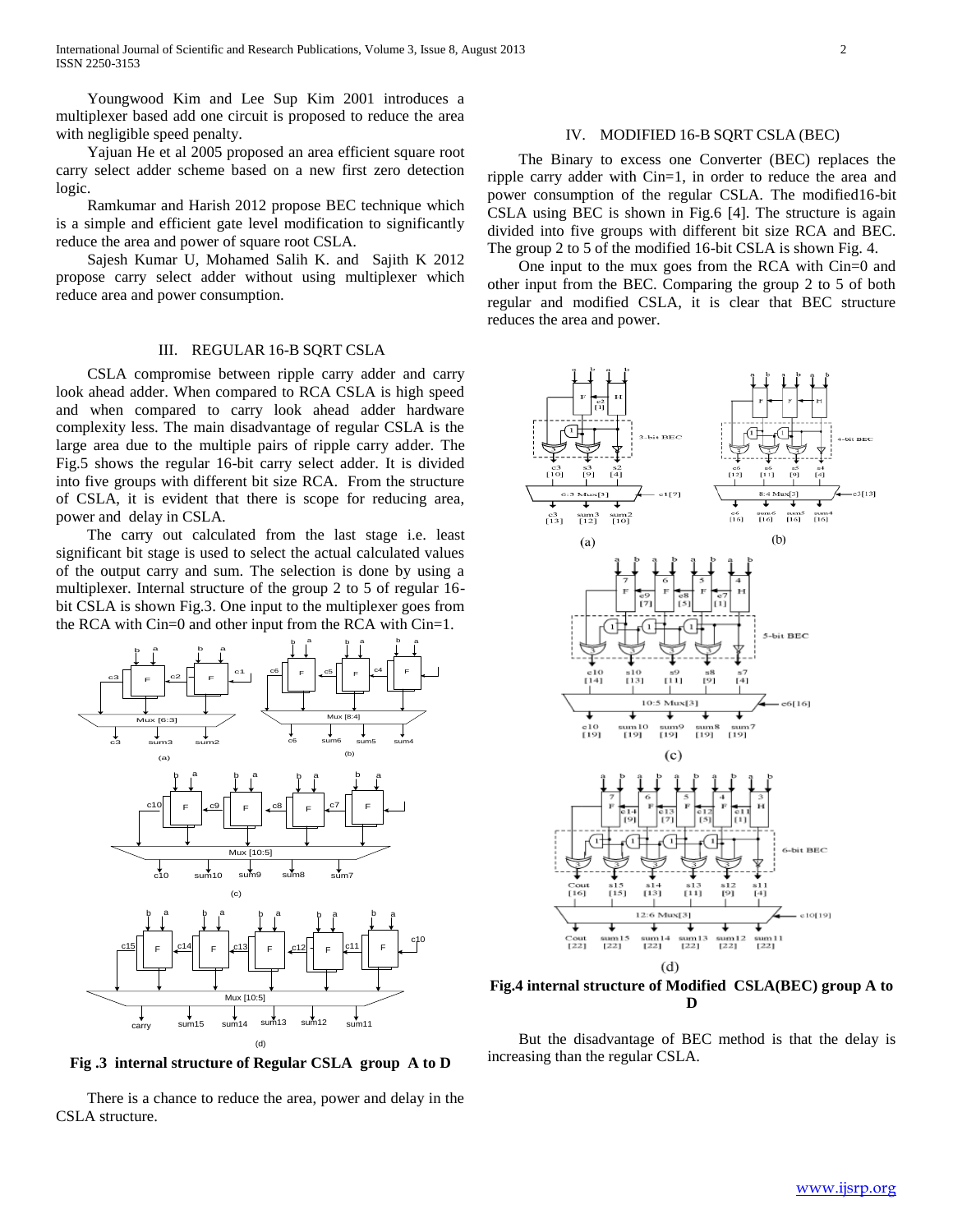Youngwood Kim and Lee Sup Kim 2001 introduces a multiplexer based add one circuit is proposed to reduce the area with negligible speed penalty.

Yajuan He et al 2005 proposed an area efficient square root carry select adder scheme based on a new first zero detection logic.

Ramkumar and Harish 2012 propose BEC technique which is a simple and efficient gate level modification to significantly reduce the area and power of square root CSLA.

Sajesh Kumar U, Mohamed Salih K. and Sajith K 2012 propose carry select adder without using multiplexer which reduce area and power consumption.

## III. REGULAR 16-B SQRT CSLA

CSLA compromise between ripple carry adder and carry look ahead adder. When compared to RCA CSLA is high speed and when compared to carry look ahead adder hardware complexity less. The main disadvantage of regular CSLA is the large area due to the multiple pairs of ripple carry adder. The Fig.5 shows the regular 16-bit carry select adder. It is divided into five groups with different bit size RCA. From the structure of CSLA, it is evident that there is scope for reducing area, power and delay in CSLA.

The carry out calculated from the last stage i.e. least significant bit stage is used to select the actual calculated values of the output carry and sum. The selection is done by using a multiplexer. Internal structure of the group 2 to 5 of regular 16-bit CSLA is shown Fig.3. One input to the multiplexer goes from the RCA with Cin=0 and other input from the RCA with Cin=1.

**Fig .3 internal structure of Regular CSLA group A to D**

There is a chance to reduce the area, power and delay in the CSLA structure.

## IV. MODIFIED 16-B SQRT CSLA (BEC)

The Binary to excess one Converter (BEC) replaces the ripple carry adder with Cin=1, in order to reduce the area and power consumption of the regular CSLA. The modified16-bit CSLA using BEC is shown in Fig.6 [4]. The structure is again divided into five groups with different bit size RCA and BEC. The group 2 to 5 of the modified 16-bit CSLA is shown Fig. 4.

One input to the mux goes from the RCA with Cin=0 and other input from the BEC. Comparing the group 2 to 5 of both regular and modified CSLA, it is clear that BEC structure reduces the area and power.

**Fig.4 internal structure of Modified CSLA(BEC) group A to D**

But the disadvantage of BEC method is that the delay is increasing than the regular CSLA.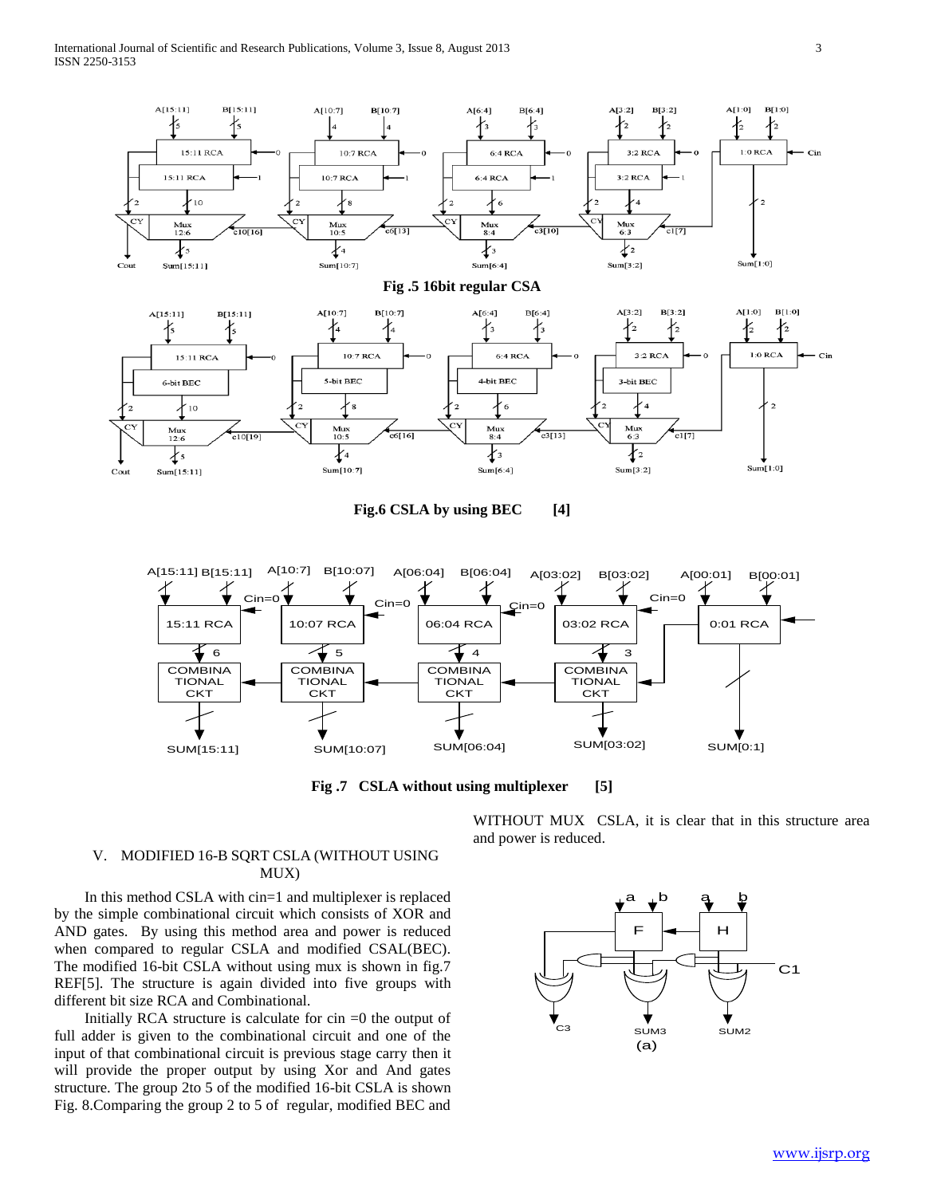Fig .5 16bit regular CSA

Fig.6 CSLA by using BEC [4]

Fig .7 CSLA without using multiplexer [5]

## V. MODIFIED 16-B SQRT CSLA (WITHOUT USING MUX)

In this method CSLA with cin=1 and multiplexer is replaced by the simple combinational circuit which consists of XOR and AND gates. By using this method area and power is reduced when compared to regular CSLA and modified CSAL(BEC). The modified 16-bit CSLA without using mux is shown in fig.7 REF[5]. The structure is again divided into five groups with different bit size RCA and Combinational.

Initially RCA structure is calculate for cin =0 the output of full adder is given to the combinational circuit and one of the input of that combinational circuit is previous stage carry then it will provide the proper output by using Xor and And gates structure. The group 2to 5 of the modified 16-bit CSLA is shown Fig. 8.Comparing the group 2 to 5 of regular, modified BEC and WITHOUT MUX CSLA, it is clear that in this structure area and power is reduced.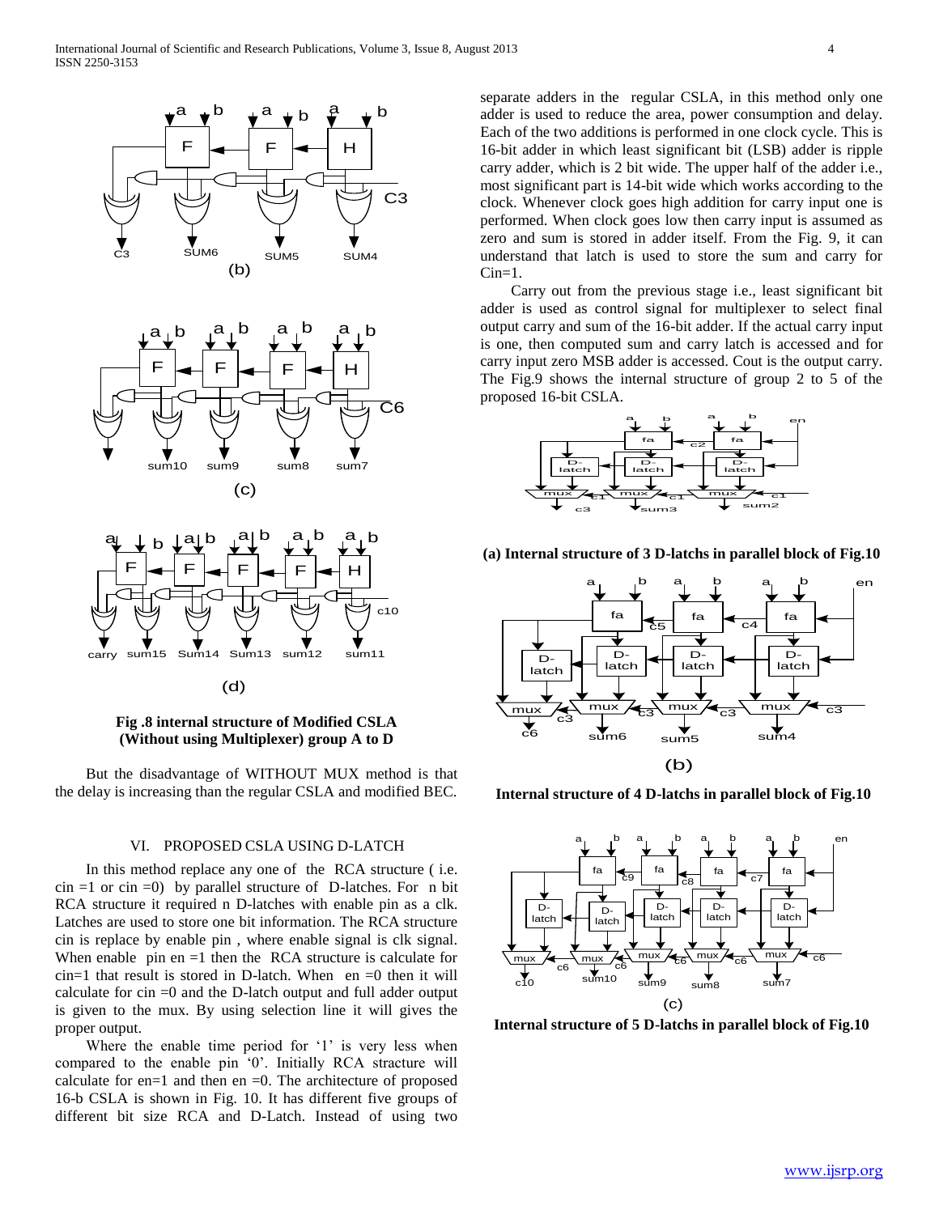(b)

(c)

(d)

**Fig .8 internal structure of Modified CSLA (Without using Multiplexer) group A to D**

But the disadvantage of WITHOUT MUX method is that the delay is increasing than the regular CSLA and modified BEC.

## VI. PROPOSED CSLA USING D-LATCH

In this method replace any one of the RCA structure ( i.e. cin =1 or cin =0) by parallel structure of D-latches. For n bit RCA structure it required n D-latches with enable pin as a clk. Latches are used to store one bit information. The RCA structure cin is replace by enable pin , where enable signal is clk signal. When enable pin en =1 then the RCA structure is calculate for cin=1 that result is stored in D-latch. When en =0 then it will calculate for cin =0 and the D-latch output and full adder output is given to the mux. By using selection line it will gives the proper output.

Where the enable time period for '1' is very less when compared to the enable pin '0'. Initially RCA stracture will calculate for en=1 and then en =0. The architecture of proposed 16-b CSLA is shown in Fig. 10. It has different five groups of different bit size RCA and D-Latch. Instead of using two separate adders in the regular CSLA, in this method only one adder is used to reduce the area, power consumption and delay. Each of the two additions is performed in one clock cycle. This is 16-bit adder in which least significant bit (LSB) adder is ripple carry adder, which is 2 bit wide. The upper half of the adder i.e., most significant part is 14-bit wide which works according to the clock. Whenever clock goes high addition for carry input one is performed. When clock goes low then carry input is assumed as zero and sum is stored in adder itself. From the Fig. 9, it can understand that latch is used to store the sum and carry for Cin=1.

Carry out from the previous stage i.e., least significant bit adder is used as control signal for multiplexer to select final output carry and sum of the 16-bit adder. If the actual carry input is one, then computed sum and carry latch is accessed and for carry input zero MSB adder is accessed. Cout is the output carry. The Fig.9 shows the internal structure of group 2 to 5 of the proposed 16-bit CSLA.

**(a) Internal structure of 3 D-latchs in parallel block of Fig.10**

(b)

**Internal structure of 4 D-latchs in parallel block of Fig.10**

(c)

**Internal structure of 5 D-latchs in parallel block of Fig.10**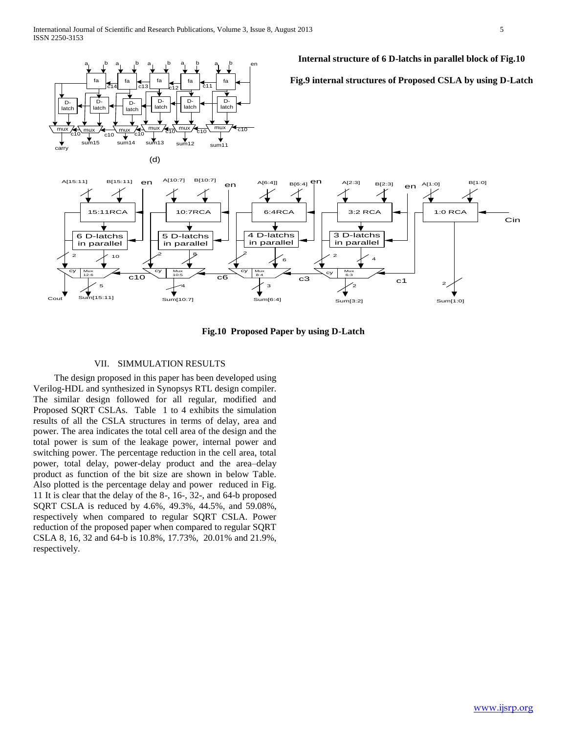(d)

**Internal structure of 6 D-latchs in parallel block of Fig.10**

**Fig.9 internal structures of Proposed CSLA by using D-Latch**

**Fig.10 Proposed Paper by using D-Latch**

## VII. SIMMULATION RESULTS

The design proposed in this paper has been developed using Verilog-HDL and synthesized in Synopsys RTL design compiler. The similar design followed for all regular, modified and Proposed SQRT CSLAs. Table 1 to 4 exhibits the simulation results of all the CSLA structures in terms of delay, area and power. The area indicates the total cell area of the design and the total power is sum of the leakage power, internal power and switching power. The percentage reduction in the cell area, total power, total delay, power-delay product and the area–delay product as function of the bit size are shown in below Table. Also plotted is the percentage delay and power reduced in Fig. 11 It is clear that the delay of the 8-, 16-, 32-, and 64-b proposed SQRT CSLA is reduced by 4.6%, 49.3%, 44.5%, and 59.08%, respectively when compared to regular SQRT CSLA. Power reduction of the proposed paper when compared to regular SQRT CSLA 8, 16, 32 and 64-b is 10.8%, 17.73%, 20.01% and 21.9%, respectively.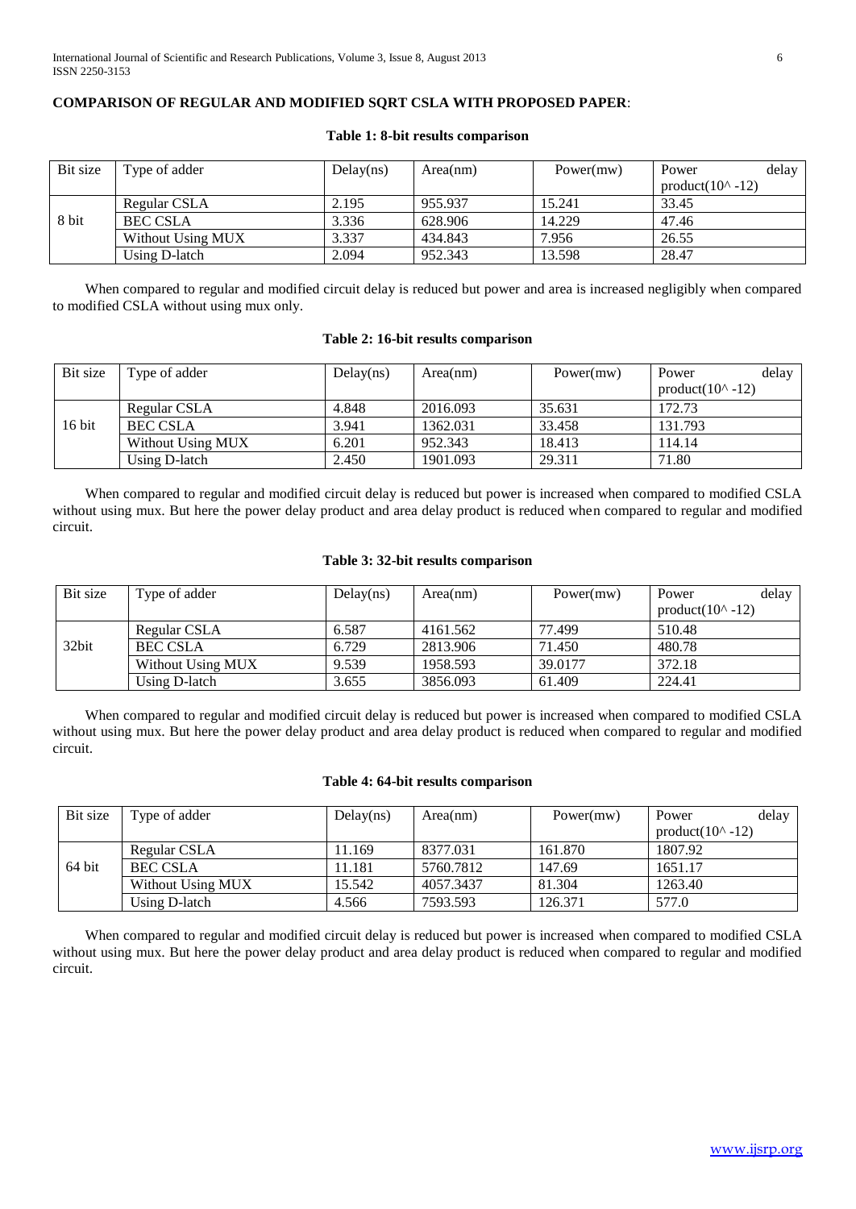**COMPARISON OF REGULAR AND MODIFIED SQRT CSLA WITH PROPOSED PAPER**:

**Table 1: 8-bit results comparison**

| Bit size | Type of adder | Delay(ns) | Area(nm) | Power(mw) | Power delay product(10^ -12) |
|---|---|---|---|---|---|
| 8 bit | Regular CSLA | 2.195 | 955.937 | 15.241 | 33.45 |
| | BEC CSLA | 3.336 | 628.906 | 14.229 | 47.46 |
| | Without Using MUX | 3.337 | 434.843 | 7.956 | 26.55 |
| | Using D-latch | 2.094 | 952.343 | 13.598 | 28.47 |

When compared to regular and modified circuit delay is reduced but power and area is increased negligibly when compared to modified CSLA without using mux only.

**Table 2: 16-bit results comparison**

| Bit size | Type of adder | Delay(ns) | Area(nm) | Power(mw) | Power delay product(10^ -12) |
|---|---|---|---|---|---|
| 16 bit | Regular CSLA | 4.848 | 2016.093 | 35.631 | 172.73 |
| | BEC CSLA | 3.941 | 1362.031 | 33.458 | 131.793 |
| | Without Using MUX | 6.201 | 952.343 | 18.413 | 114.14 |
| | Using D-latch | 2.450 | 1901.093 | 29.311 | 71.80 |

When compared to regular and modified circuit delay is reduced but power is increased when compared to modified CSLA without using mux. But here the power delay product and area delay product is reduced when compared to regular and modified circuit.

**Table 3: 32-bit results comparison**

| Bit size | Type of adder | Delay(ns) | Area(nm) | Power(mw) | Power delay product(10^ -12) |
|---|---|---|---|---|---|
| 32bit | Regular CSLA | 6.587 | 4161.562 | 77.499 | 510.48 |
| | BEC CSLA | 6.729 | 2813.906 | 71.450 | 480.78 |
| | Without Using MUX | 9.539 | 1958.593 | 39.0177 | 372.18 |
| | Using D-latch | 3.655 | 3856.093 | 61.409 | 224.41 |

When compared to regular and modified circuit delay is reduced but power is increased when compared to modified CSLA without using mux. But here the power delay product and area delay product is reduced when compared to regular and modified circuit.

**Table 4: 64-bit results comparison**

| Bit size | Type of adder | Delay(ns) | Area(nm) | Power(mw) | Power delay product(10^ -12) |
|---|---|---|---|---|---|
| 64 bit | Regular CSLA | 11.169 | 8377.031 | 161.870 | 1807.92 |
| | BEC CSLA | 11.181 | 5760.7812 | 147.69 | 1651.17 |
| | Without Using MUX | 15.542 | 4057.3437 | 81.304 | 1263.40 |
| | Using D-latch | 4.566 | 7593.593 | 126.371 | 577.0 |

When compared to regular and modified circuit delay is reduced but power is increased when compared to modified CSLA without using mux. But here the power delay product and area delay product is reduced when compared to regular and modified circuit.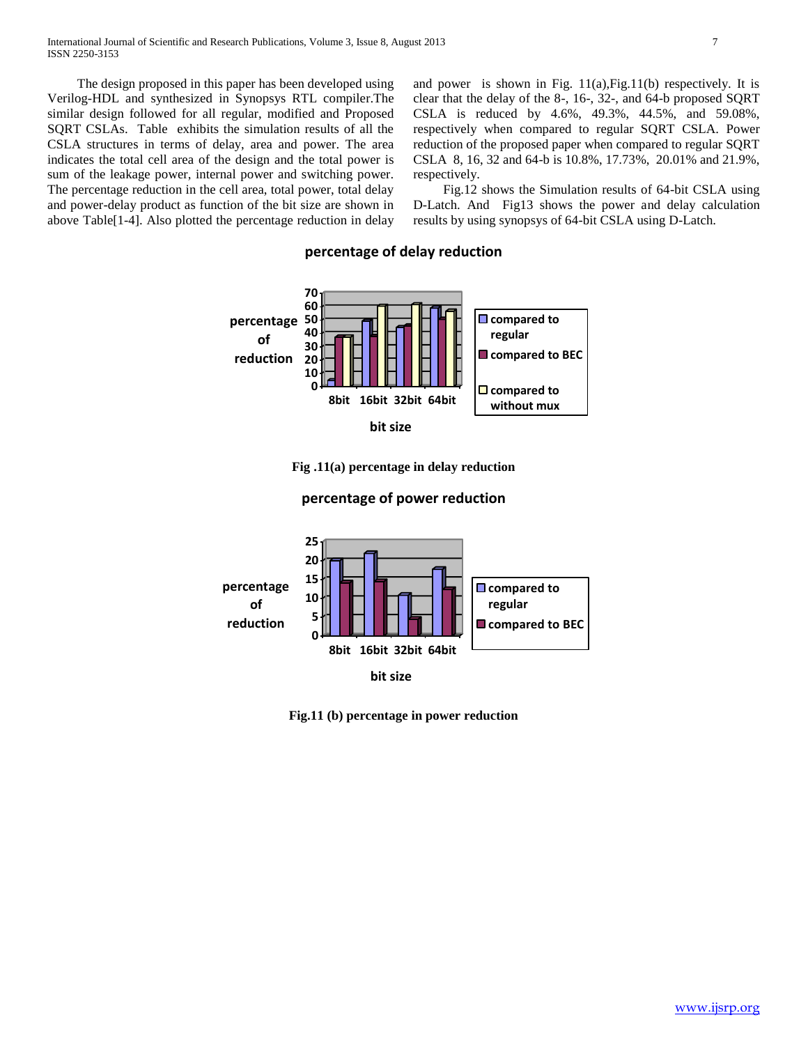The design proposed in this paper has been developed using Verilog-HDL and synthesized in Synopsys RTL compiler.The similar design followed for all regular, modified and Proposed SQRT CSLAs. Table exhibits the simulation results of all the CSLA structures in terms of delay, area and power. The area indicates the total cell area of the design and the total power is sum of the leakage power, internal power and switching power. The percentage reduction in the cell area, total power, total delay and power-delay product as function of the bit size are shown in above Table[1-4]. Also plotted the percentage reduction in delay and power is shown in Fig. 11(a),Fig.11(b) respectively. It is clear that the delay of the 8-, 16-, 32-, and 64-b proposed SQRT CSLA is reduced by 4.6%, 49.3%, 44.5%, and 59.08%, respectively when compared to regular SQRT CSLA. Power reduction of the proposed paper when compared to regular SQRT CSLA 8, 16, 32 and 64-b is 10.8%, 17.73%, 20.01% and 21.9%, respectively.

Fig.12 shows the Simulation results of 64-bit CSLA using D-Latch. And Fig13 shows the power and delay calculation results by using synopsys of 64-bit CSLA using D-Latch.

**Fig .11(a) percentage in delay reduction**

**Fig.11 (b) percentage in power reduction**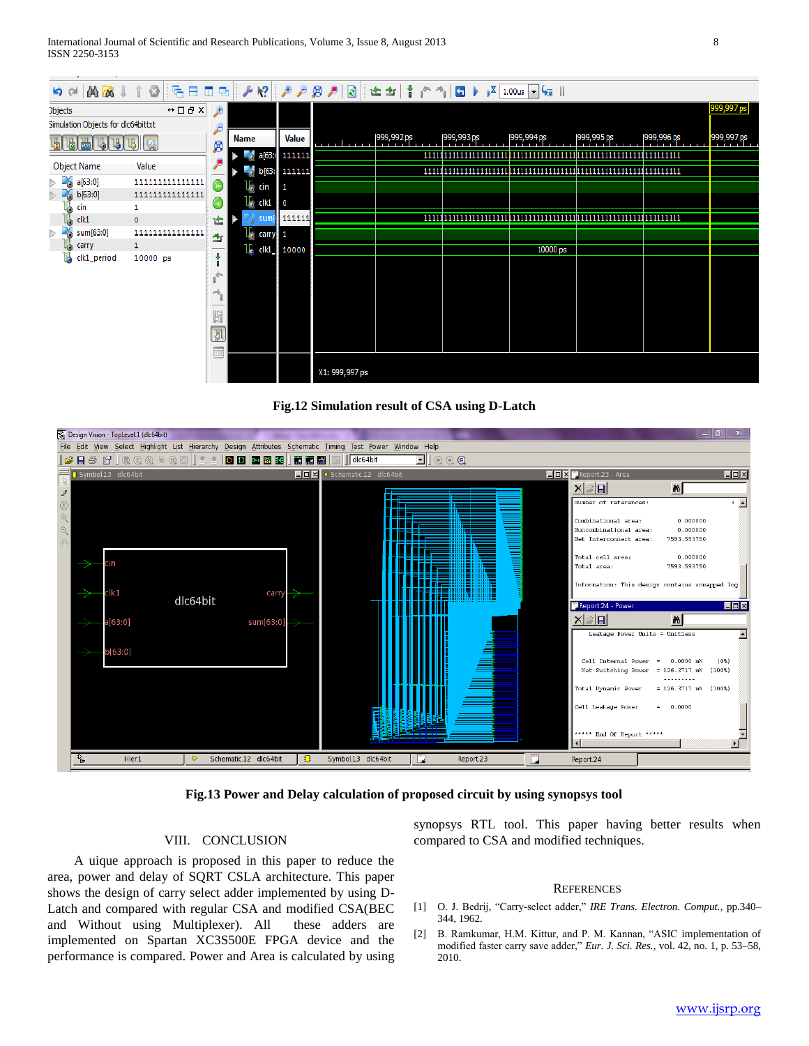**Fig.12 Simulation result of CSA using D-Latch**

**Fig.13 Power and Delay calculation of proposed circuit by using synopsys tool**

## VIII. CONCLUSION

A uique approach is proposed in this paper to reduce the area, power and delay of SQRT CSLA architecture. This paper shows the design of carry select adder implemented by using D-Latch and compared with regular CSA and modified CSA(BEC and Without using Multiplexer). All these adders are implemented on Spartan XC3S500E FPGA device and the performance is compared. Power and Area is calculated by using synopsys RTL tool. This paper having better results when compared to CSA and modified techniques.

## REFERENCES

[1] O. J. Bedrij, "Carry-select adder," *IRE Trans. Electron. Comput.*, pp.340–344, 1962.

[2] B. Ramkumar, H.M. Kittur, and P. M. Kannan, "ASIC implementation of modified faster carry save adder," *Eur. J. Sci. Res.*, vol. 42, no. 1, p. 53–58, 2010.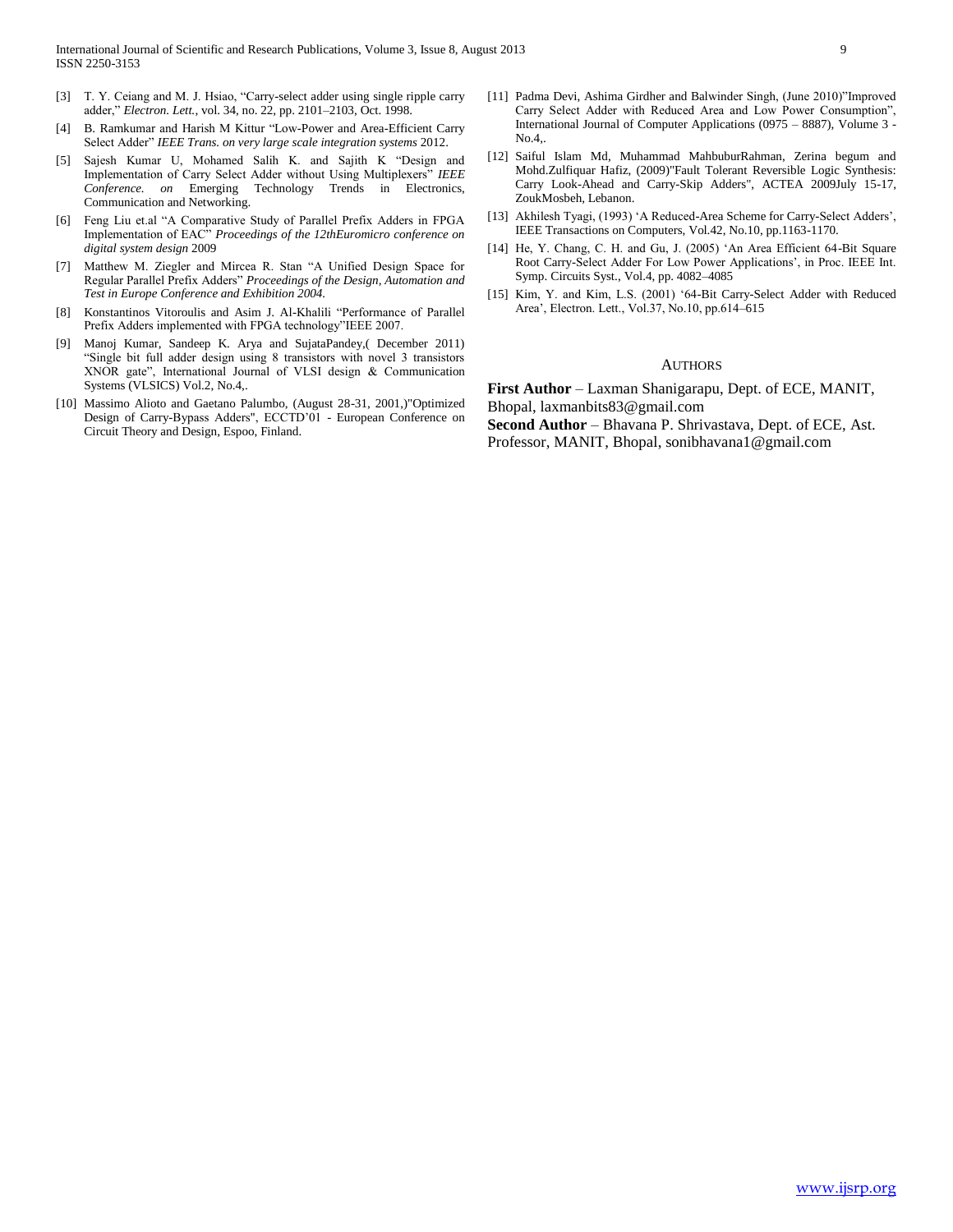- [3] T. Y. Ceiang and M. J. Hsiao, "Carry-select adder using single ripple carry adder," *Electron. Lett.*, vol. 34, no. 22, pp. 2101–2103, Oct. 1998.
- [4] B. Ramkumar and Harish M Kittur "Low-Power and Area-Efficient Carry Select Adder" *IEEE Trans. on very large scale integration systems* 2012.
- [5] Sajesh Kumar U, Mohamed Salih K. and Sajith K "Design and Implementation of Carry Select Adder without Using Multiplexers" *IEEE Conference. on* Emerging Technology Trends in Electronics, Communication and Networking.
- [6] Feng Liu et.al "A Comparative Study of Parallel Prefix Adders in FPGA Implementation of EAC" *Proceedings of the 12thEuromicro conference on digital system design* 2009
- [7] Matthew M. Ziegler and Mircea R. Stan "A Unified Design Space for Regular Parallel Prefix Adders" *Proceedings of the Design, Automation and Test in Europe Conference and Exhibition 2004.*
- [8] Konstantinos Vitoroulis and Asim J. Al-Khalili "Performance of Parallel Prefix Adders implemented with FPGA technology"IEEE 2007.
- [9] Manoj Kumar, Sandeep K. Arya and SujataPandey,( December 2011) "Single bit full adder design using 8 transistors with novel 3 transistors XNOR gate", International Journal of VLSI design & Communication Systems (VLSICS) Vol.2, No.4,.
- [10] Massimo Alioto and Gaetano Palumbo, (August 28-31, 2001,)"Optimized Design of Carry-Bypass Adders", ECCTD'01 - European Conference on Circuit Theory and Design, Espoo, Finland.
- [11] Padma Devi, Ashima Girdher and Balwinder Singh, (June 2010)"Improved Carry Select Adder with Reduced Area and Low Power Consumption", International Journal of Computer Applications (0975 – 8887), Volume 3 - No.4,.
- [12] Saiful Islam Md, Muhammad MahbuburRahman, Zerina begum and Mohd.Zulfiquar Hafiz, (2009)"Fault Tolerant Reversible Logic Synthesis: Carry Look-Ahead and Carry-Skip Adders", ACTEA 2009July 15-17, ZoukMosbeh, Lebanon.
- [13] Akhilesh Tyagi, (1993) 'A Reduced-Area Scheme for Carry-Select Adders', IEEE Transactions on Computers, Vol.42, No.10, pp.1163-1170.
- [14] He, Y. Chang, C. H. and Gu, J. (2005) 'An Area Efficient 64-Bit Square Root Carry-Select Adder For Low Power Applications', in Proc. IEEE Int. Symp. Circuits Syst., Vol.4, pp. 4082–4085
- [15] Kim, Y. and Kim, L.S. (2001) '64-Bit Carry-Select Adder with Reduced Area', Electron. Lett., Vol.37, No.10, pp.614–615

## Authors

**First Author** – Laxman Shanigarapu, Dept. of ECE, MANIT, Bhopal, laxmanbits83@gmail.com

**Second Author** – Bhavana P. Shrivastava, Dept. of ECE, Ast. Professor, MANIT, Bhopal, sonibhavana1@gmail.com